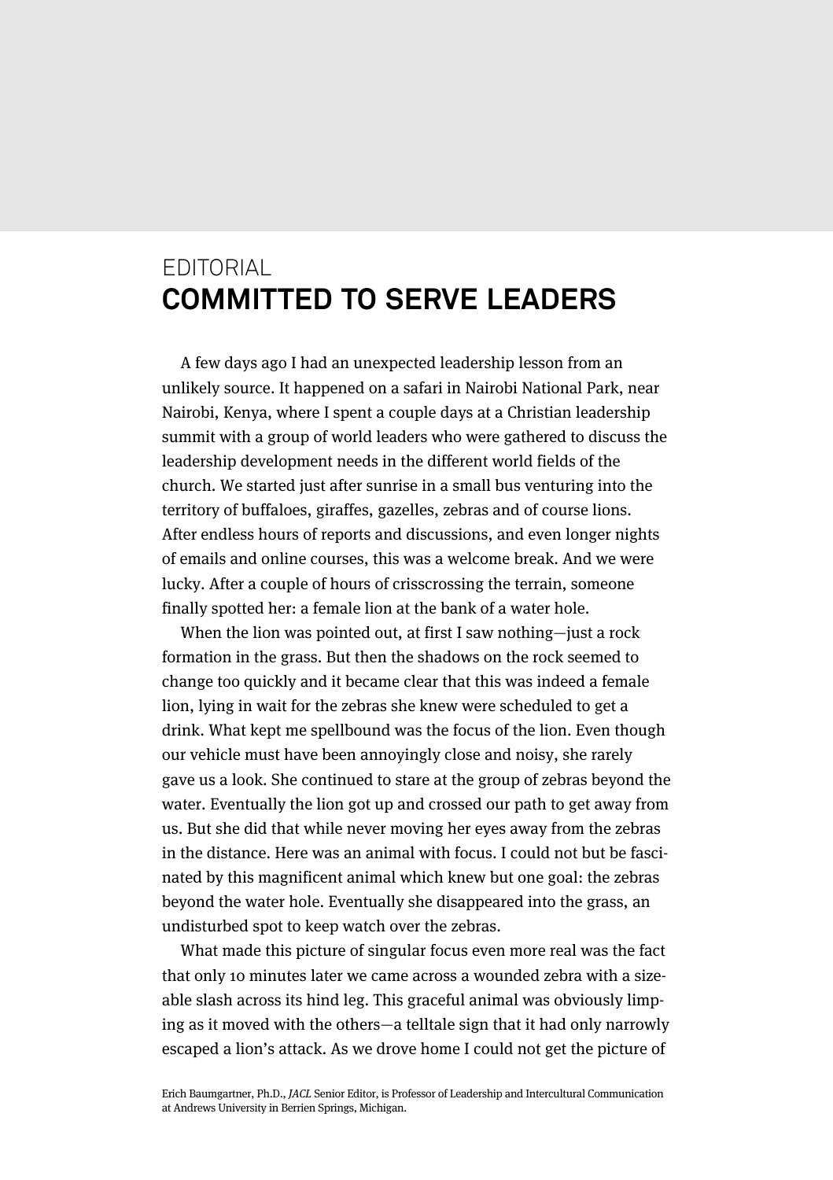EDITORIAL

# COMMITTED TO SERVE LEADERS

A few days ago I had an unexpected leadership lesson from an unlikely source. It happened on a safari in Nairobi National Park, near Nairobi, Kenya, where I spent a couple days at a Christian leadership summit with a group of world leaders who were gathered to discuss the leadership development needs in the different world fields of the church. We started just after sunrise in a small bus venturing into the territory of buffaloes, giraffes, gazelles, zebras and of course lions. After endless hours of reports and discussions, and even longer nights of emails and online courses, this was a welcome break. And we were lucky. After a couple of hours of crisscrossing the terrain, someone finally spotted her: a female lion at the bank of a water hole.

When the lion was pointed out, at first I saw nothing—just a rock formation in the grass. But then the shadows on the rock seemed to change too quickly and it became clear that this was indeed a female lion, lying in wait for the zebras she knew were scheduled to get a drink. What kept me spellbound was the focus of the lion. Even though our vehicle must have been annoyingly close and noisy, she rarely gave us a look. She continued to stare at the group of zebras beyond the water. Eventually the lion got up and crossed our path to get away from us. But she did that while never moving her eyes away from the zebras in the distance. Here was an animal with focus. I could not but be fascinated by this magnificent animal which knew but one goal: the zebras beyond the water hole. Eventually she disappeared into the grass, an undisturbed spot to keep watch over the zebras.

What made this picture of singular focus even more real was the fact that only 10 minutes later we came across a wounded zebra with a sizeable slash across its hind leg. This graceful animal was obviously limping as it moved with the others—a telltale sign that it had only narrowly escaped a lion's attack. As we drove home I could not get the picture of

Erich Baumgartner, Ph.D., *JACL* Senior Editor, is Professor of Leadership and Intercultural Communication at Andrews University in Berrien Springs, Michigan.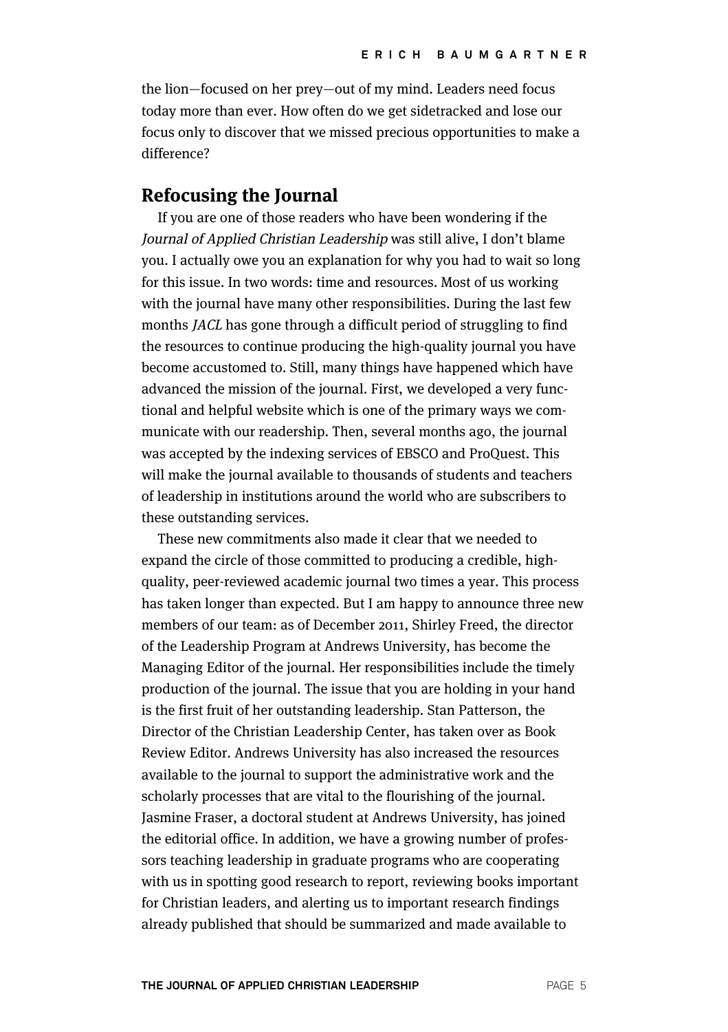the lion—focused on her prey—out of my mind. Leaders need focus today more than ever. How often do we get sidetracked and lose our focus only to discover that we missed precious opportunities to make a difference?

## Refocusing the Journal

If you are one of those readers who have been wondering if the *Journal of Applied Christian Leadership* was still alive, I don't blame you. I actually owe you an explanation for why you had to wait so long for this issue. In two words: time and resources. Most of us working with the journal have many other responsibilities. During the last few months *JACL* has gone through a difficult period of struggling to find the resources to continue producing the high-quality journal you have become accustomed to. Still, many things have happened which have advanced the mission of the journal. First, we developed a very functional and helpful website which is one of the primary ways we communicate with our readership. Then, several months ago, the journal was accepted by the indexing services of EBSCO and ProQuest. This will make the journal available to thousands of students and teachers of leadership in institutions around the world who are subscribers to these outstanding services.

These new commitments also made it clear that we needed to expand the circle of those committed to producing a credible, high-quality, peer-reviewed academic journal two times a year. This process has taken longer than expected. But I am happy to announce three new members of our team: as of December 2011, Shirley Freed, the director of the Leadership Program at Andrews University, has become the Managing Editor of the journal. Her responsibilities include the timely production of the journal. The issue that you are holding in your hand is the first fruit of her outstanding leadership. Stan Patterson, the Director of the Christian Leadership Center, has taken over as Book Review Editor. Andrews University has also increased the resources available to the journal to support the administrative work and the scholarly processes that are vital to the flourishing of the journal. Jasmine Fraser, a doctoral student at Andrews University, has joined the editorial office. In addition, we have a growing number of professors teaching leadership in graduate programs who are cooperating with us in spotting good research to report, reviewing books important for Christian leaders, and alerting us to important research findings already published that should be summarized and made available to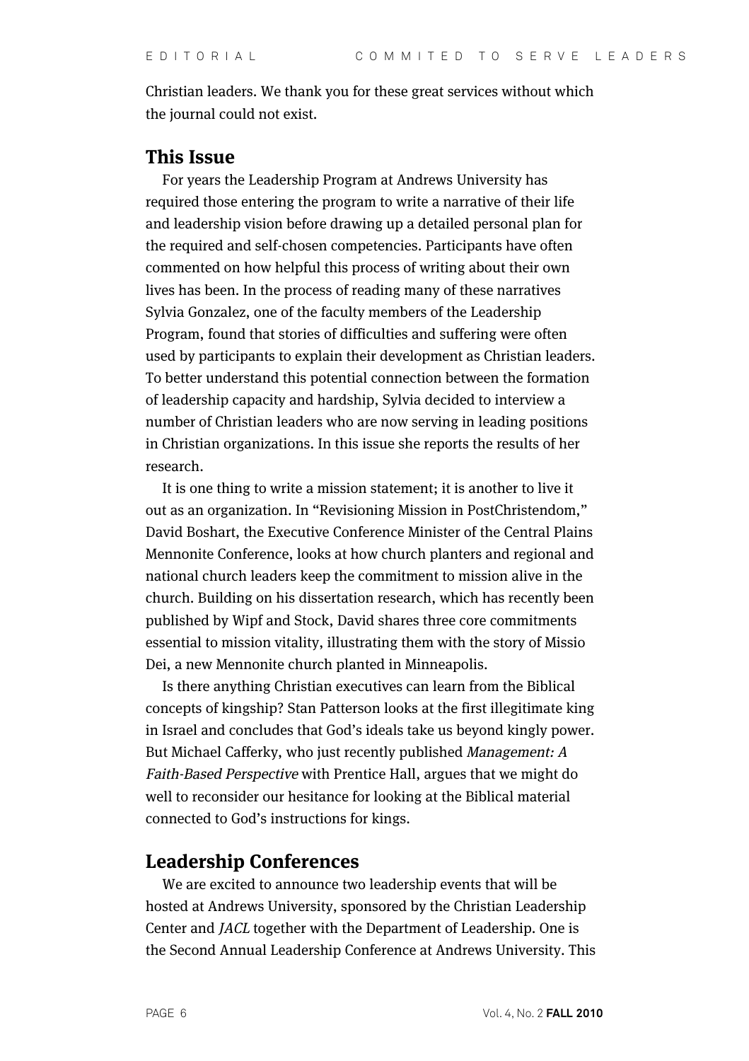Christian leaders. We thank you for these great services without which the journal could not exist.

## This Issue

For years the Leadership Program at Andrews University has required those entering the program to write a narrative of their life and leadership vision before drawing up a detailed personal plan for the required and self-chosen competencies. Participants have often commented on how helpful this process of writing about their own lives has been. In the process of reading many of these narratives Sylvia Gonzalez, one of the faculty members of the Leadership Program, found that stories of difficulties and suffering were often used by participants to explain their development as Christian leaders. To better understand this potential connection between the formation of leadership capacity and hardship, Sylvia decided to interview a number of Christian leaders who are now serving in leading positions in Christian organizations. In this issue she reports the results of her research.

It is one thing to write a mission statement; it is another to live it out as an organization. In "Revisioning Mission in PostChristendom," David Boshart, the Executive Conference Minister of the Central Plains Mennonite Conference, looks at how church planters and regional and national church leaders keep the commitment to mission alive in the church. Building on his dissertation research, which has recently been published by Wipf and Stock, David shares three core commitments essential to mission vitality, illustrating them with the story of Missio Dei, a new Mennonite church planted in Minneapolis.

Is there anything Christian executives can learn from the Biblical concepts of kingship? Stan Patterson looks at the first illegitimate king in Israel and concludes that God's ideals take us beyond kingly power. But Michael Cafferky, who just recently published *Management: A Faith-Based Perspective* with Prentice Hall, argues that we might do well to reconsider our hesitance for looking at the Biblical material connected to God's instructions for kings.

## Leadership Conferences

We are excited to announce two leadership events that will be hosted at Andrews University, sponsored by the Christian Leadership Center and *JACL* together with the Department of Leadership. One is the Second Annual Leadership Conference at Andrews University. This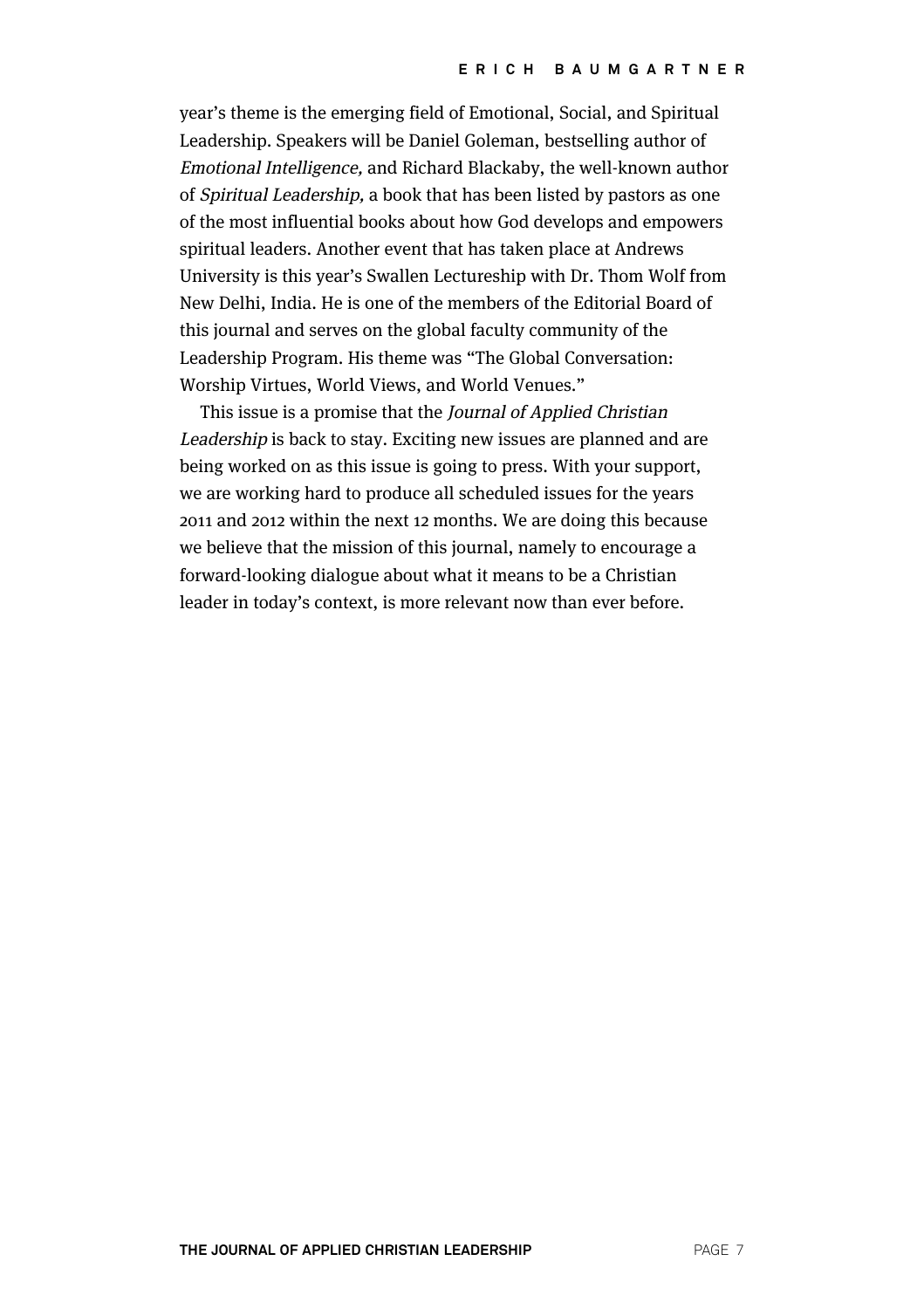year's theme is the emerging field of Emotional, Social, and Spiritual Leadership. Speakers will be Daniel Goleman, bestselling author of *Emotional Intelligence,* and Richard Blackaby, the well-known author of *Spiritual Leadership,* a book that has been listed by pastors as one of the most influential books about how God develops and empowers spiritual leaders. Another event that has taken place at Andrews University is this year's Swallen Lectureship with Dr. Thom Wolf from New Delhi, India. He is one of the members of the Editorial Board of this journal and serves on the global faculty community of the Leadership Program. His theme was "The Global Conversation: Worship Virtues, World Views, and World Venues."

This issue is a promise that the *Journal of Applied Christian Leadership* is back to stay. Exciting new issues are planned and are being worked on as this issue is going to press. With your support, we are working hard to produce all scheduled issues for the years 2011 and 2012 within the next 12 months. We are doing this because we believe that the mission of this journal, namely to encourage a forward-looking dialogue about what it means to be a Christian leader in today's context, is more relevant now than ever before.